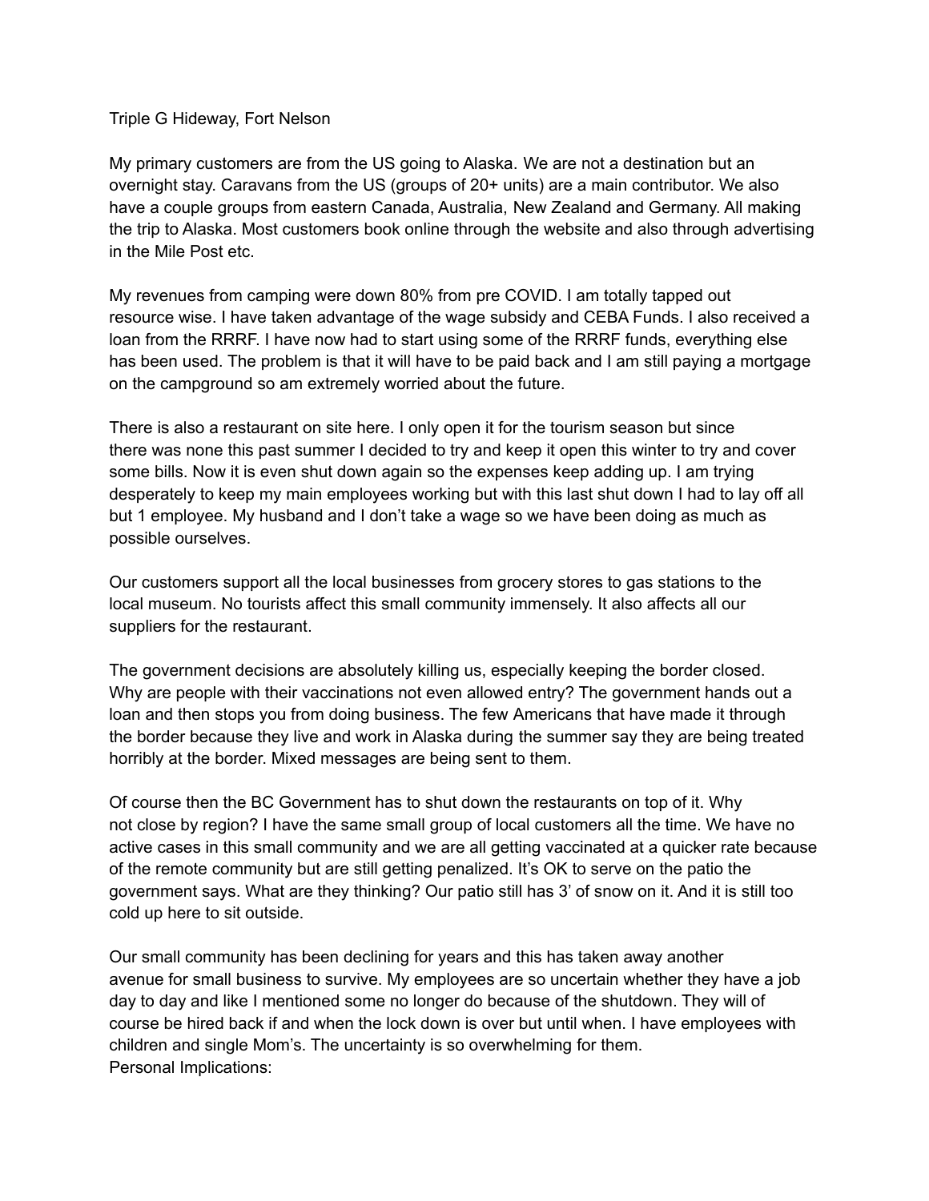Triple G Hideway, Fort Nelson

My primary customers are from the US going to Alaska. We are not a destination but an overnight stay. Caravans from the US (groups of 20+ units) are a main contributor. We also have a couple groups from eastern Canada, Australia, New Zealand and Germany. All making the trip to Alaska. Most customers book online through the website and also through advertising in the Mile Post etc.

My revenues from camping were down 80% from pre COVID. I am totally tapped out resource wise. I have taken advantage of the wage subsidy and CEBA Funds. I also received a loan from the RRRF. I have now had to start using some of the RRRF funds, everything else has been used. The problem is that it will have to be paid back and I am still paying a mortgage on the campground so am extremely worried about the future.

There is also a restaurant on site here. I only open it for the tourism season but since there was none this past summer I decided to try and keep it open this winter to try and cover some bills. Now it is even shut down again so the expenses keep adding up. I am trying desperately to keep my main employees working but with this last shut down I had to lay off all but 1 employee. My husband and I don't take a wage so we have been doing as much as possible ourselves.

Our customers support all the local businesses from grocery stores to gas stations to the local museum. No tourists affect this small community immensely. It also affects all our suppliers for the restaurant.

The government decisions are absolutely killing us, especially keeping the border closed. Why are people with their vaccinations not even allowed entry? The government hands out a loan and then stops you from doing business. The few Americans that have made it through the border because they live and work in Alaska during the summer say they are being treated horribly at the border. Mixed messages are being sent to them.

Of course then the BC Government has to shut down the restaurants on top of it. Why not close by region? I have the same small group of local customers all the time. We have no active cases in this small community and we are all getting vaccinated at a quicker rate because of the remote community but are still getting penalized. It's OK to serve on the patio the government says. What are they thinking? Our patio still has 3' of snow on it. And it is still too cold up here to sit outside.

Our small community has been declining for years and this has taken away another avenue for small business to survive. My employees are so uncertain whether they have a job day to day and like I mentioned some no longer do because of the shutdown. They will of course be hired back if and when the lock down is over but until when. I have employees with children and single Mom's. The uncertainty is so overwhelming for them.

Personal Implications: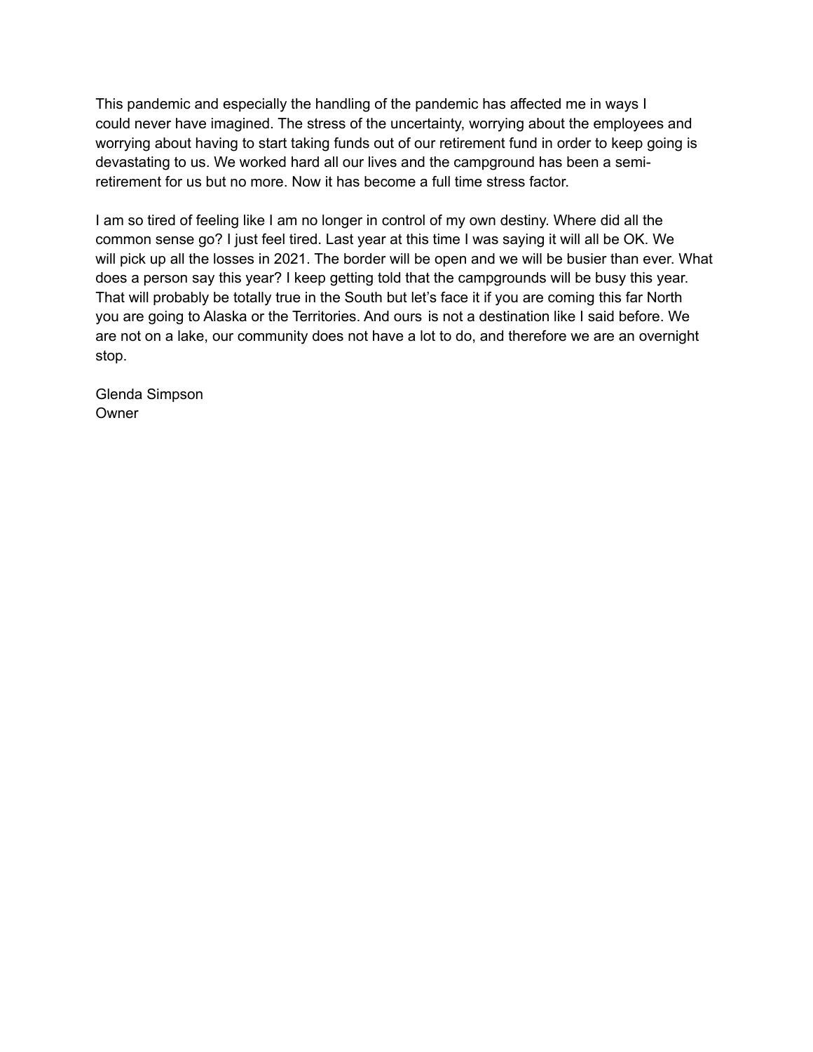This pandemic and especially the handling of the pandemic has affected me in ways I could never have imagined. The stress of the uncertainty, worrying about the employees and worrying about having to start taking funds out of our retirement fund in order to keep going is devastating to us. We worked hard all our lives and the campground has been a semi-retirement for us but no more. Now it has become a full time stress factor.

I am so tired of feeling like I am no longer in control of my own destiny. Where did all the common sense go? I just feel tired. Last year at this time I was saying it will all be OK. We will pick up all the losses in 2021. The border will be open and we will be busier than ever. What does a person say this year? I keep getting told that the campgrounds will be busy this year. That will probably be totally true in the South but let's face it if you are coming this far North you are going to Alaska or the Territories. And ours is not a destination like I said before. We are not on a lake, our community does not have a lot to do, and therefore we are an overnight stop.

Glenda Simpson
Owner